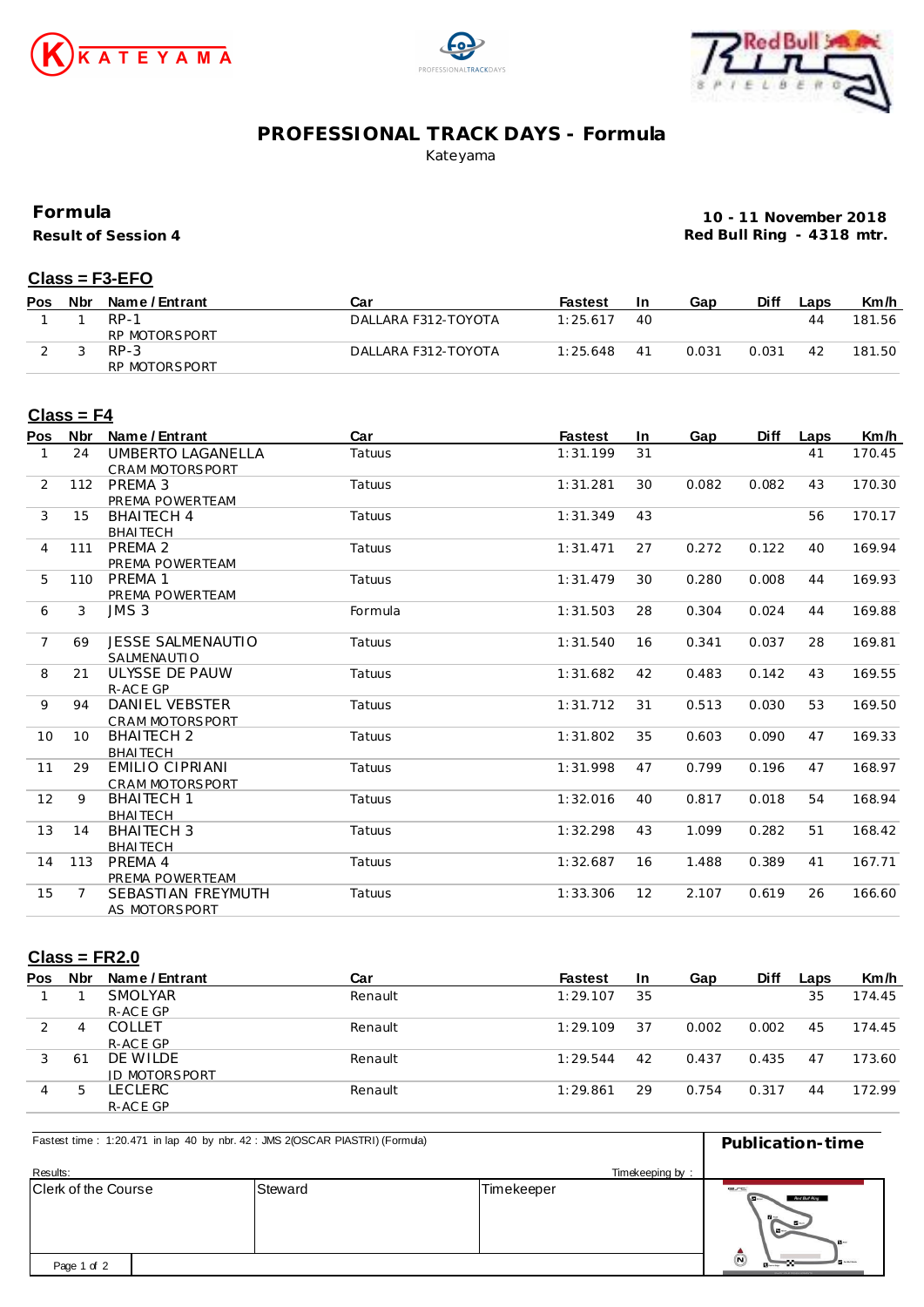# PROFESSIONAL TRACK DAYS - Formula

Kateyama

## Formula

**Result of Session 4**

**10 - 11 November 2018**
**Red Bull Ring - 4318 mtr.**

### Class = F3-EFO

| Pos | Nbr | Name / Entrant | Car | Fastest | In | Gap | Diff | Laps | Km/h |
|---|---|---|---|---|---|---|---|---|---|
| 1 | 1 | RP-1<br>RP MOTORSPORT | DALLARA F312-TOYOTA | 1:25.617 | 40 | | | 44 | 181.56 |
| 2 | 3 | RP-3<br>RP MOTORSPORT | DALLARA F312-TOYOTA | 1:25.648 | 41 | 0.031 | 0.031 | 42 | 181.50 |

### Class = F4

| Pos | Nbr | Name / Entrant | Car | Fastest | In | Gap | Diff | Laps | Km/h |
|---|---|---|---|---|---|---|---|---|---|
| 1 | 24 | UMBERTO LAGANELLA<br>CRAM MOTORSPORT | Tatuus | 1:31.199 | 31 | | | 41 | 170.45 |
| 2 | 112 | PREMA 3<br>PREMA POWERTEAM | Tatuus | 1:31.281 | 30 | 0.082 | 0.082 | 43 | 170.30 |
| 3 | 15 | BHAITECH 4<br>BHAITECH | Tatuus | 1:31.349 | 43 | | | 56 | 170.17 |
| 4 | 111 | PREMA 2<br>PREMA POWERTEAM | Tatuus | 1:31.471 | 27 | 0.272 | 0.122 | 40 | 169.94 |
| 5 | 110 | PREMA 1<br>PREMA POWERTEAM | Tatuus | 1:31.479 | 30 | 0.280 | 0.008 | 44 | 169.93 |
| 6 | 3 | JMS 3 | Formula | 1:31.503 | 28 | 0.304 | 0.024 | 44 | 169.88 |
| 7 | 69 | JESSE SALMENAUTIO<br>SALMENAUTIO | Tatuus | 1:31.540 | 16 | 0.341 | 0.037 | 28 | 169.81 |
| 8 | 21 | ULYSSE DE PAUW<br>R-ACE GP | Tatuus | 1:31.682 | 42 | 0.483 | 0.142 | 43 | 169.55 |
| 9 | 94 | DANIEL VEBSTER<br>CRAM MOTORSPORT | Tatuus | 1:31.712 | 31 | 0.513 | 0.030 | 53 | 169.50 |
| 10 | 10 | BHAITECH 2<br>BHAITECH | Tatuus | 1:31.802 | 35 | 0.603 | 0.090 | 47 | 169.33 |
| 11 | 29 | EMILIO CIPRIANI<br>CRAM MOTORSPORT | Tatuus | 1:31.998 | 47 | 0.799 | 0.196 | 47 | 168.97 |
| 12 | 9 | BHAITECH 1<br>BHAITECH | Tatuus | 1:32.016 | 40 | 0.817 | 0.018 | 54 | 168.94 |
| 13 | 14 | BHAITECH 3<br>BHAITECH | Tatuus | 1:32.298 | 43 | 1.099 | 0.282 | 51 | 168.42 |
| 14 | 113 | PREMA 4<br>PREMA POWERTEAM | Tatuus | 1:32.687 | 16 | 1.488 | 0.389 | 41 | 167.71 |
| 15 | 7 | SEBASTIAN FREYMUTH<br>AS MOTORSPORT | Tatuus | 1:33.306 | 12 | 2.107 | 0.619 | 26 | 166.60 |

### Class = FR2.0

| Pos | Nbr | Name / Entrant | Car | Fastest | In | Gap | Diff | Laps | Km/h |
|---|---|---|---|---|---|---|---|---|---|
| 1 | 1 | SMOLYAR<br>R-ACE GP | Renault | 1:29.107 | 35 | | | 35 | 174.45 |
| 2 | 4 | COLLET<br>R-ACE GP | Renault | 1:29.109 | 37 | 0.002 | 0.002 | 45 | 174.45 |
| 3 | 61 | DE WILDE<br>JD MOTORSPORT | Renault | 1:29.544 | 42 | 0.437 | 0.435 | 47 | 173.60 |
| 4 | 5 | LECLERC<br>R-ACE GP | Renault | 1:29.861 | 29 | 0.754 | 0.317 | 44 | 172.99 |

Fastest time : 1:20.471 in lap 40 by nbr. 42 : JMS 2(OSCAR PIASTRI) (Formula)

**Publication-time**

Results:

Timekeeping by :

| Clerk of the Course | Steward | Timekeeper |
|---|---|---|
| | | |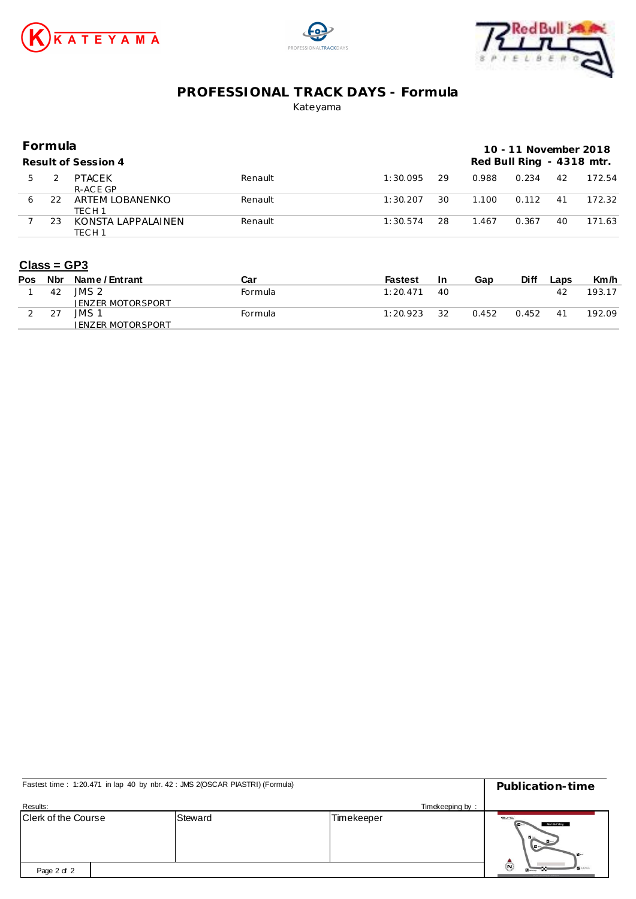## PROFESSIONAL TRACK DAYS - Formula

Kateyama

### Formula

**Result of Session 4**

**10 - 11 November 2018**
**Red Bull Ring - 4318 mtr.**

| Pos | Nbr | Name / Entrant | Car | Fastest | In | Gap | Diff | Laps | Km/h |
|---|---|---|---|---|---|---|---|---|---|
| 5 | 2 | PTACEK<br>R-ACE GP | Renault | 1:30.095 | 29 | 0.988 | 0.234 | 42 | 172.54 |
| 6 | 22 | ARTEM LOBANENKO<br>TECH 1 | Renault | 1:30.207 | 30 | 1.100 | 0.112 | 41 | 172.32 |
| 7 | 23 | KONSTA LAPPALAINEN<br>TECH 1 | Renault | 1:30.574 | 28 | 1.467 | 0.367 | 40 | 171.63 |

### Class = GP3

| Pos | Nbr | Name / Entrant | Car | Fastest | In | Gap | Diff | Laps | Km/h |
|---|---|---|---|---|---|---|---|---|---|
| 1 | 42 | JMS 2<br>JENZER MOTORSPORT | Formula | 1:20.471 | 40 | | | 42 | 193.17 |
| 2 | 27 | JMS 1<br>JENZER MOTORSPORT | Formula | 1:20.923 | 32 | 0.452 | 0.452 | 41 | 192.09 |

Fastest time : 1:20.471 in lap 40 by nbr. 42 : JMS 2(OSCAR PIASTRI) (Formula)

**Publication-time**

Results:

Timekeeping by :

| Clerk of the Course | Steward | Timekeeper |
|---|---|---|
| | | |